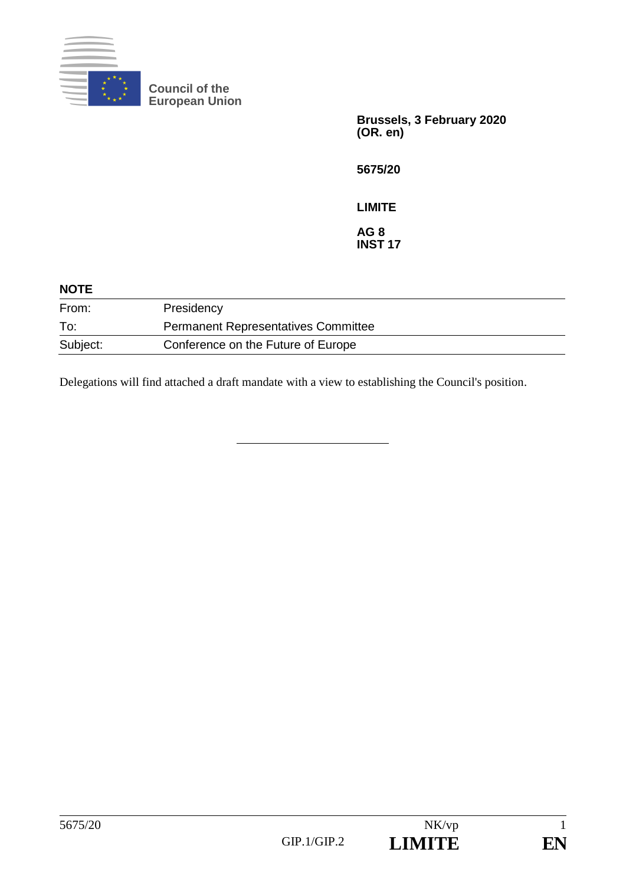**Council of the European Union**

**Brussels, 3 February 2020**
**(OR. en)**

**5675/20**

**LIMITE**

**AG 8**
**INST 17**

**NOTE**

| | |
|---|---|
| From: | Presidency |
| To: | Permanent Representatives Committee |
| Subject: | Conference on the Future of Europe |

Delegations will find attached a draft mandate with a view to establishing the Council's position.

---

5675/20 NK/vp
GIP.1/GIP.2 **LIMITE** **EN**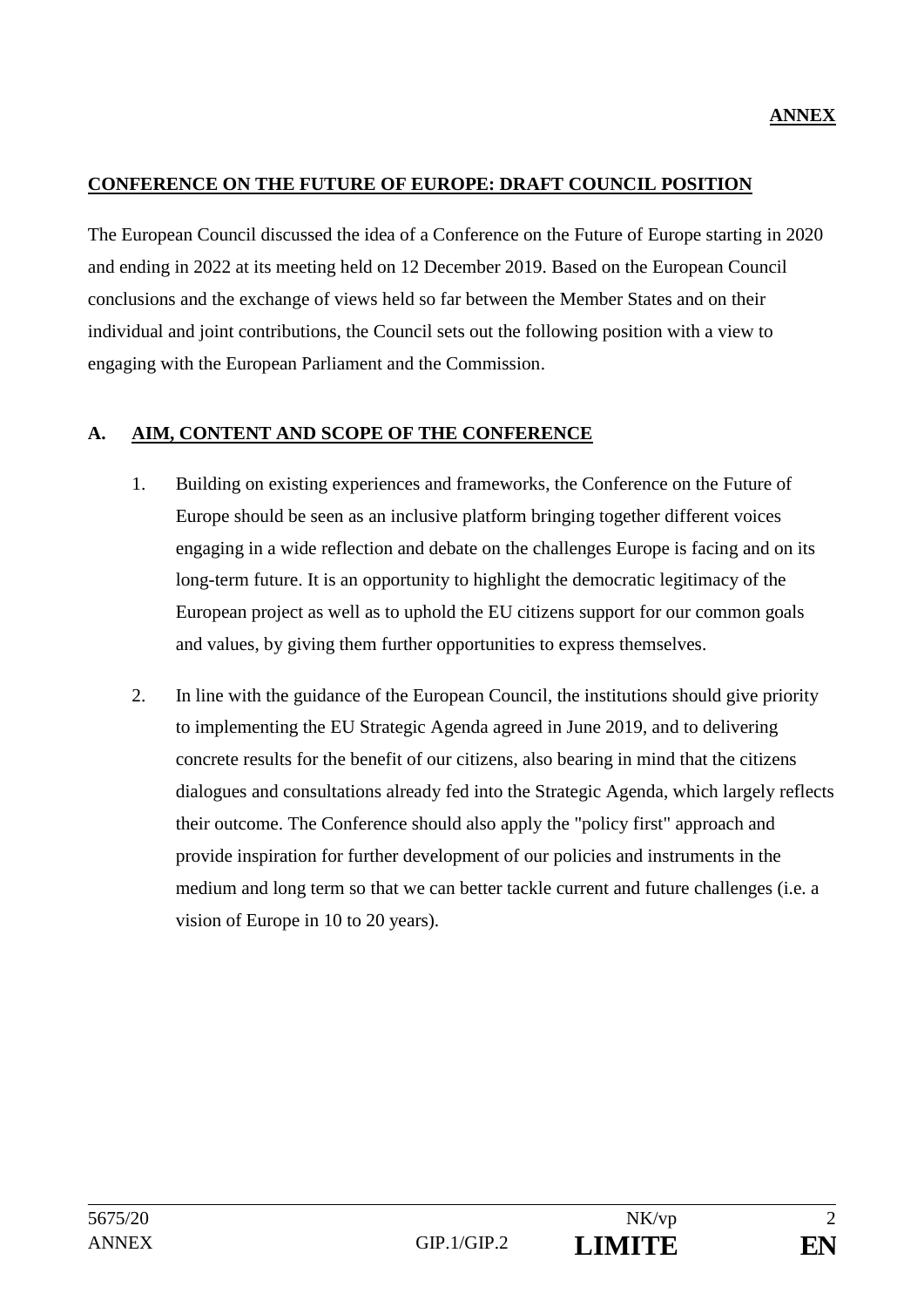**ANNEX**

**CONFERENCE ON THE FUTURE OF EUROPE: DRAFT COUNCIL POSITION**

The European Council discussed the idea of a Conference on the Future of Europe starting in 2020 and ending in 2022 at its meeting held on 12 December 2019. Based on the European Council conclusions and the exchange of views held so far between the Member States and on their individual and joint contributions, the Council sets out the following position with a view to engaging with the European Parliament and the Commission.

## A. AIM, CONTENT AND SCOPE OF THE CONFERENCE

1. Building on existing experiences and frameworks, the Conference on the Future of Europe should be seen as an inclusive platform bringing together different voices engaging in a wide reflection and debate on the challenges Europe is facing and on its long-term future. It is an opportunity to highlight the democratic legitimacy of the European project as well as to uphold the EU citizens support for our common goals and values, by giving them further opportunities to express themselves.

2. In line with the guidance of the European Council, the institutions should give priority to implementing the EU Strategic Agenda agreed in June 2019, and to delivering concrete results for the benefit of our citizens, also bearing in mind that the citizens dialogues and consultations already fed into the Strategic Agenda, which largely reflects their outcome. The Conference should also apply the "policy first" approach and provide inspiration for further development of our policies and instruments in the medium and long term so that we can better tackle current and future challenges (i.e. a vision of Europe in 10 to 20 years).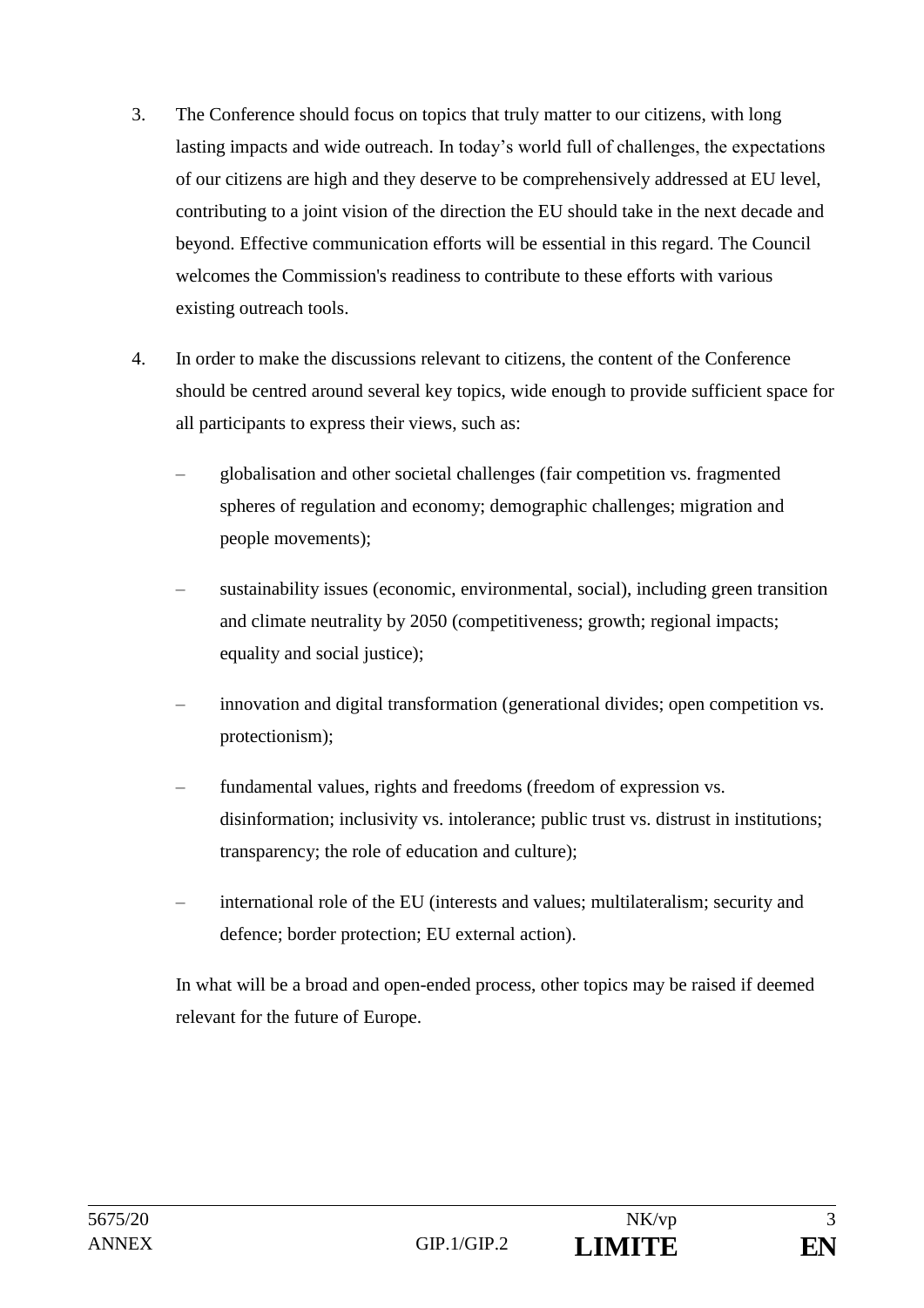3. The Conference should focus on topics that truly matter to our citizens, with long lasting impacts and wide outreach. In today's world full of challenges, the expectations of our citizens are high and they deserve to be comprehensively addressed at EU level, contributing to a joint vision of the direction the EU should take in the next decade and beyond. Effective communication efforts will be essential in this regard. The Council welcomes the Commission's readiness to contribute to these efforts with various existing outreach tools.

4. In order to make the discussions relevant to citizens, the content of the Conference should be centred around several key topics, wide enough to provide sufficient space for all participants to express their views, such as:

   – globalisation and other societal challenges (fair competition vs. fragmented spheres of regulation and economy; demographic challenges; migration and people movements);

   – sustainability issues (economic, environmental, social), including green transition and climate neutrality by 2050 (competitiveness; growth; regional impacts; equality and social justice);

   – innovation and digital transformation (generational divides; open competition vs. protectionism);

   – fundamental values, rights and freedoms (freedom of expression vs. disinformation; inclusivity vs. intolerance; public trust vs. distrust in institutions; transparency; the role of education and culture);

   – international role of the EU (interests and values; multilateralism; security and defence; border protection; EU external action).

   In what will be a broad and open-ended process, other topics may be raised if deemed relevant for the future of Europe.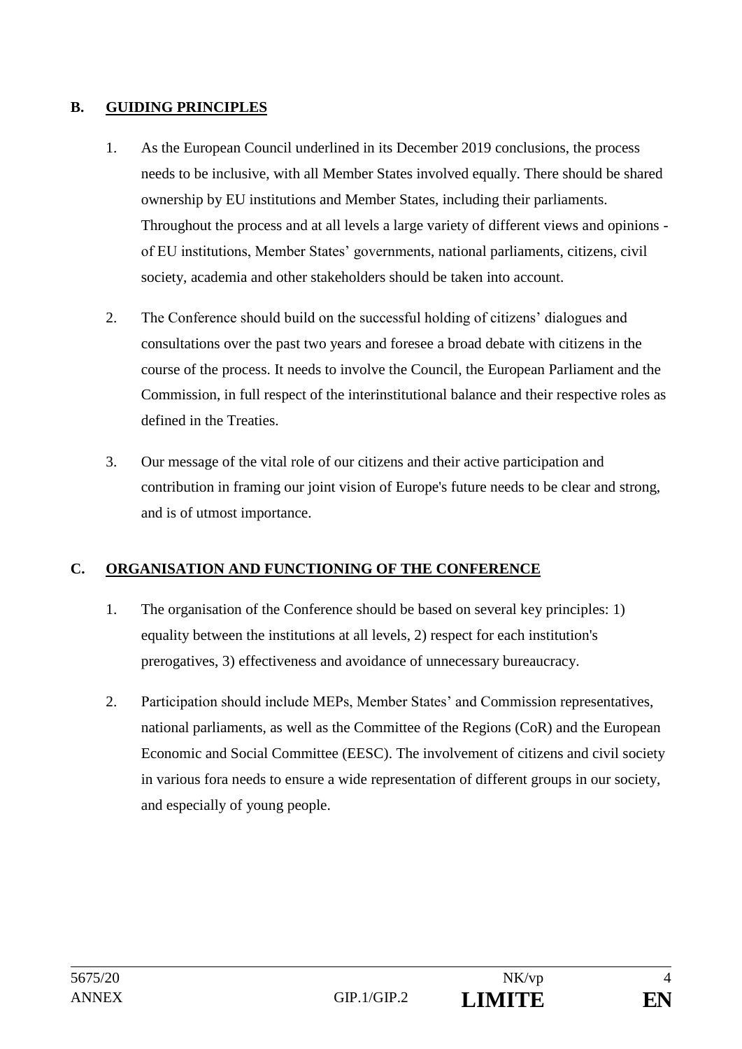## B. GUIDING PRINCIPLES

1. As the European Council underlined in its December 2019 conclusions, the process needs to be inclusive, with all Member States involved equally. There should be shared ownership by EU institutions and Member States, including their parliaments. Throughout the process and at all levels a large variety of different views and opinions - of EU institutions, Member States' governments, national parliaments, citizens, civil society, academia and other stakeholders should be taken into account.

2. The Conference should build on the successful holding of citizens' dialogues and consultations over the past two years and foresee a broad debate with citizens in the course of the process. It needs to involve the Council, the European Parliament and the Commission, in full respect of the interinstitutional balance and their respective roles as defined in the Treaties.

3. Our message of the vital role of our citizens and their active participation and contribution in framing our joint vision of Europe's future needs to be clear and strong, and is of utmost importance.

## C. ORGANISATION AND FUNCTIONING OF THE CONFERENCE

1. The organisation of the Conference should be based on several key principles: 1) equality between the institutions at all levels, 2) respect for each institution's prerogatives, 3) effectiveness and avoidance of unnecessary bureaucracy.

2. Participation should include MEPs, Member States' and Commission representatives, national parliaments, as well as the Committee of the Regions (CoR) and the European Economic and Social Committee (EESC). The involvement of citizens and civil society in various fora needs to ensure a wide representation of different groups in our society, and especially of young people.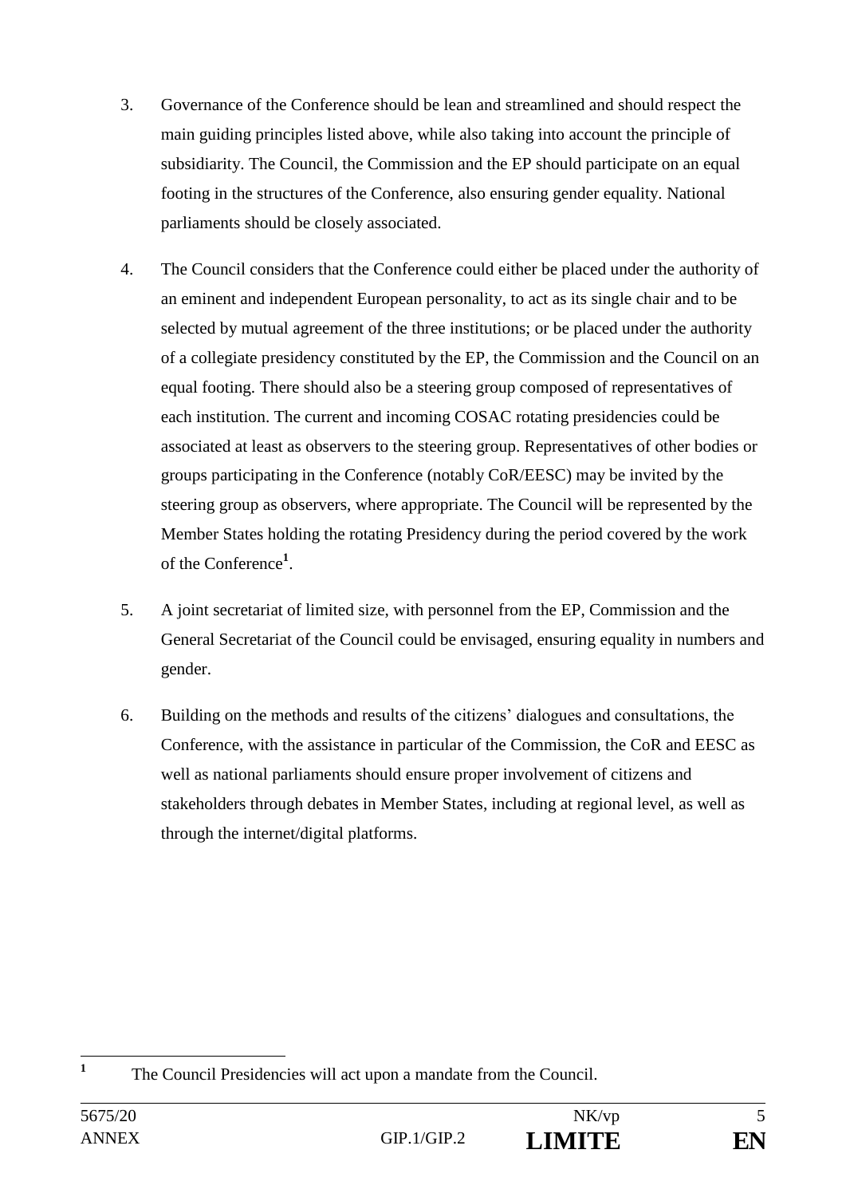3. Governance of the Conference should be lean and streamlined and should respect the main guiding principles listed above, while also taking into account the principle of subsidiarity. The Council, the Commission and the EP should participate on an equal footing in the structures of the Conference, also ensuring gender equality. National parliaments should be closely associated.

4. The Council considers that the Conference could either be placed under the authority of an eminent and independent European personality, to act as its single chair and to be selected by mutual agreement of the three institutions; or be placed under the authority of a collegiate presidency constituted by the EP, the Commission and the Council on an equal footing. There should also be a steering group composed of representatives of each institution. The current and incoming COSAC rotating presidencies could be associated at least as observers to the steering group. Representatives of other bodies or groups participating in the Conference (notably CoR/EESC) may be invited by the steering group as observers, where appropriate. The Council will be represented by the Member States holding the rotating Presidency during the period covered by the work of the Conference[1].

5. A joint secretariat of limited size, with personnel from the EP, Commission and the General Secretariat of the Council could be envisaged, ensuring equality in numbers and gender.

6. Building on the methods and results of the citizens' dialogues and consultations, the Conference, with the assistance in particular of the Commission, the CoR and EESC as well as national parliaments should ensure proper involvement of citizens and stakeholders through debates in Member States, including at regional level, as well as through the internet/digital platforms.

---

[1] The Council Presidencies will act upon a mandate from the Council.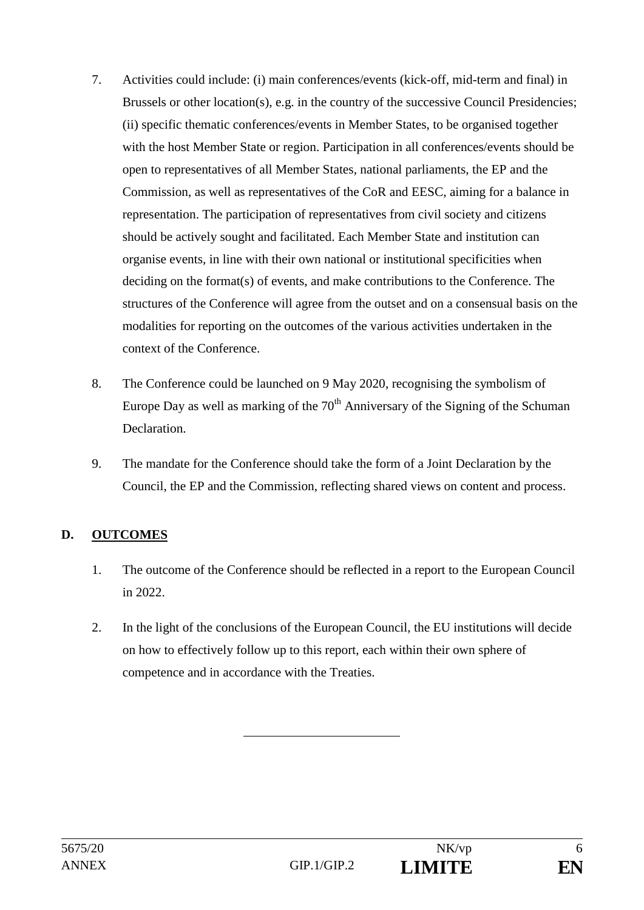7. Activities could include: (i) main conferences/events (kick-off, mid-term and final) in Brussels or other location(s), e.g. in the country of the successive Council Presidencies; (ii) specific thematic conferences/events in Member States, to be organised together with the host Member State or region. Participation in all conferences/events should be open to representatives of all Member States, national parliaments, the EP and the Commission, as well as representatives of the CoR and EESC, aiming for a balance in representation. The participation of representatives from civil society and citizens should be actively sought and facilitated. Each Member State and institution can organise events, in line with their own national or institutional specificities when deciding on the format(s) of events, and make contributions to the Conference. The structures of the Conference will agree from the outset and on a consensual basis on the modalities for reporting on the outcomes of the various activities undertaken in the context of the Conference.

8. The Conference could be launched on 9 May 2020, recognising the symbolism of Europe Day as well as marking of the 70th Anniversary of the Signing of the Schuman Declaration.

9. The mandate for the Conference should take the form of a Joint Declaration by the Council, the EP and the Commission, reflecting shared views on content and process.

## D. OUTCOMES

1. The outcome of the Conference should be reflected in a report to the European Council in 2022.

2. In the light of the conclusions of the European Council, the EU institutions will decide on how to effectively follow up to this report, each within their own sphere of competence and in accordance with the Treaties.